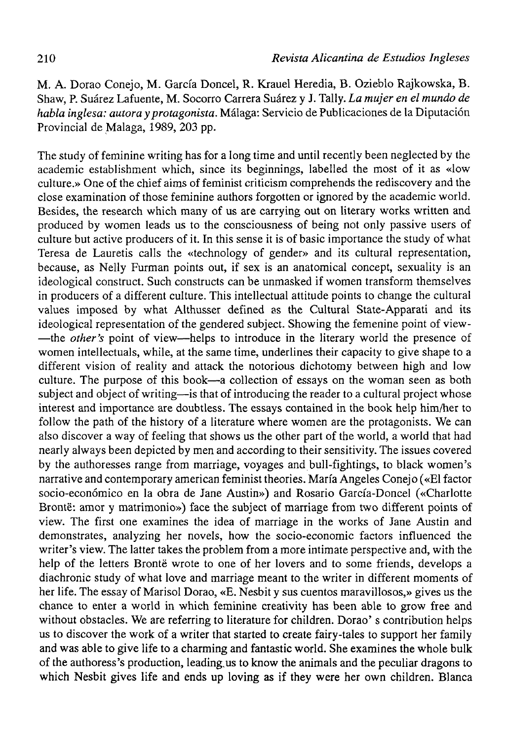M. A. Dorao Conejo, M. García Doncel, R. Krauel Heredia, B. Ozieblo Rajkowska, B. Shaw, P. Suárez Lafuente, M. Socorro Carrera Suárez y J. Tally. *La mujer en el mundo de habla inglesa: autora y protagonista*. Málaga: Servicio de Publicaciones de la Diputación Provincial de Malaga, 1989, 203 pp.

The study of feminine writing has for a long time and until recently been neglected by the academic establishment which, since its beginnings, labelled the most of it as «low culture.» One of the chief aims of feminist criticism comprehends the rediscovery and the close examination of those feminine authors forgotten or ignored by the academic world. Besides, the research which many of us are carrying out on literary works written and produced by women leads us to the consciousness of being not only passive users of culture but active producers of it. In this sense it is of basic importance the study of what Teresa de Lauretis calls the «technology of gender» and its cultural representation, because, as Nelly Furman points out, if sex is an anatomical concept, sexuality is an ideological construct. Such constructs can be unmasked if women transform themselves in producers of a different culture. This intellectual attitude points to change the cultural values imposed by what Althusser defined as the Cultural State-Apparati and its ideological representation of the gendered subject. Showing the femenine point of view-—the *other's* point of view—helps to introduce in the literary world the presence of women intellectuals, while, at the same time, underlines their capacity to give shape to a different vision of reality and attack the notorious dichotomy between high and low culture. The purpose of this book—a collection of essays on the woman seen as both subject and object of writing—is that of introducing the reader to a cultural project whose interest and importance are doubtless. The essays contained in the book help him/her to follow the path of the history of a literature where women are the protagonists. We can also discover a way of feeling that shows us the other part of the world, a world that had nearly always been depicted by men and according to their sensitivity. The issues covered by the authoresses range from marriage, voyages and bull-fightings, to black women's narrative and contemporary american feminist theories. María Angeles Conejo («El factor socio-económico en la obra de Jane Austin») and Rosario García-Doncel («Charlotte Brontë: amor y matrimonio») face the subject of marriage from two different points of view. The first one examines the idea of marriage in the works of Jane Austin and demonstrates, analyzing her novels, how the socio-economic factors influenced the writer's view. The latter takes the problem from a more intimate perspective and, with the help of the letters Brontë wrote to one of her lovers and to some friends, develops a diachronic study of what love and marriage meant to the writer in different moments of her life. The essay of Marisol Dorao, «E. Nesbit y sus cuentos maravillosos,» gives us the chance to enter a world in which feminine creativity has been able to grow free and without obstacles. We are referring to literature for children. Dorao' s contribution helps us to discover the work of a writer that started to create fairy-tales to support her family and was able to give life to a charming and fantastic world. She examines the whole bulk of the authoress's production, leading us to know the animals and the peculiar dragons to which Nesbit gives life and ends up loving as if they were her own children. Blanca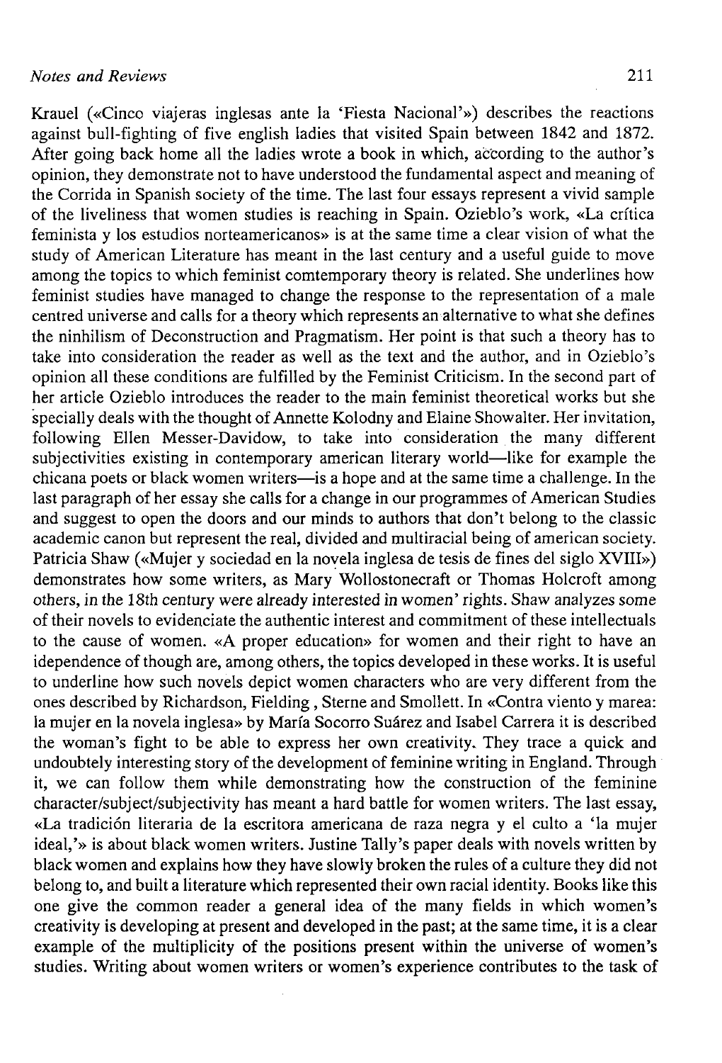Krauel («Cinco viajeras inglesas ante la 'Fiesta Nacional'») describes the reactions against bull-fighting of five english ladies that visited Spain between 1842 and 1872. After going back home all the ladies wrote a book in which, according to the author's opinion, they demonstrate not to have understood the fundamental aspect and meaning of the Corrida in Spanish society of the time. The last four essays represent a vivid sample of the liveliness that women studies is reaching in Spain. Ozieblo's work, «La crítica feminista y los estudios norteamericanos» is at the same time a clear vision of what the study of American Literature has meant in the last century and a useful guide to move among the topics to which feminist comtemporary theory is related. She underlines how feminist studies have managed to change the response to the representation of a male centred universe and calls for a theory which represents an alternative to what she defines the ninhilism of Deconstruction and Pragmatism. Her point is that such a theory has to take into consideration the reader as well as the text and the author, and in Ozieblo's opinion all these conditions are fulfilled by the Feminist Criticism. In the second part of her article Ozieblo introduces the reader to the main feminist theoretical works but she specially deals with the thought of Annette Kolodny and Elaine Showalter. Her invitation, following Ellen Messer-Davidow, to take into consideration the many different subjectivities existing in contemporary american literary world—like for example the chicana poets or black women writers—is a hope and at the same time a challenge. In the last paragraph of her essay she calls for a change in our programmes of American Studies and suggest to open the doors and our minds to authors that don't belong to the classic academic canon but represent the real, divided and multiracial being of american society. Patricia Shaw («Mujer y sociedad en la novela inglesa de tesis de fines del siglo XVIII») demonstrates how some writers, as Mary Wollostonecraft or Thomas Holcroft among others, in the 18th century were already interested in women' rights. Shaw analyzes some of their novels to evidenciate the authentic interest and commitment of these intellectuals to the cause of women. «A proper education» for women and their right to have an idependence of though are, among others, the topics developed in these works. It is useful to underline how such novels depict women characters who are very different from the ones described by Richardson, Fielding , Sterne and Smollett. In «Contra viento y marea: la mujer en la novela inglesa» by María Socorro Suárez and Isabel Carrera it is described the woman's fight to be able to express her own creativity. They trace a quick and undoubtely interesting story of the development of feminine writing in England. Through it, we can follow them while demonstrating how the construction of the feminine character/subject/subjectivity has meant a hard battle for women writers. The last essay, «La tradición literaria de la escritora americana de raza negra y el culto a 'la mujer ideal,'» is about black women writers. Justine Tally's paper deals with novels written by black women and explains how they have slowly broken the rules of a culture they did not belong to, and built a literature which represented their own racial identity. Books like this one give the common reader a general idea of the many fields in which women's creativity is developing at present and developed in the past; at the same time, it is a clear example of the multiplicity of the positions present within the universe of women's studies. Writing about women writers or women's experience contributes to the task of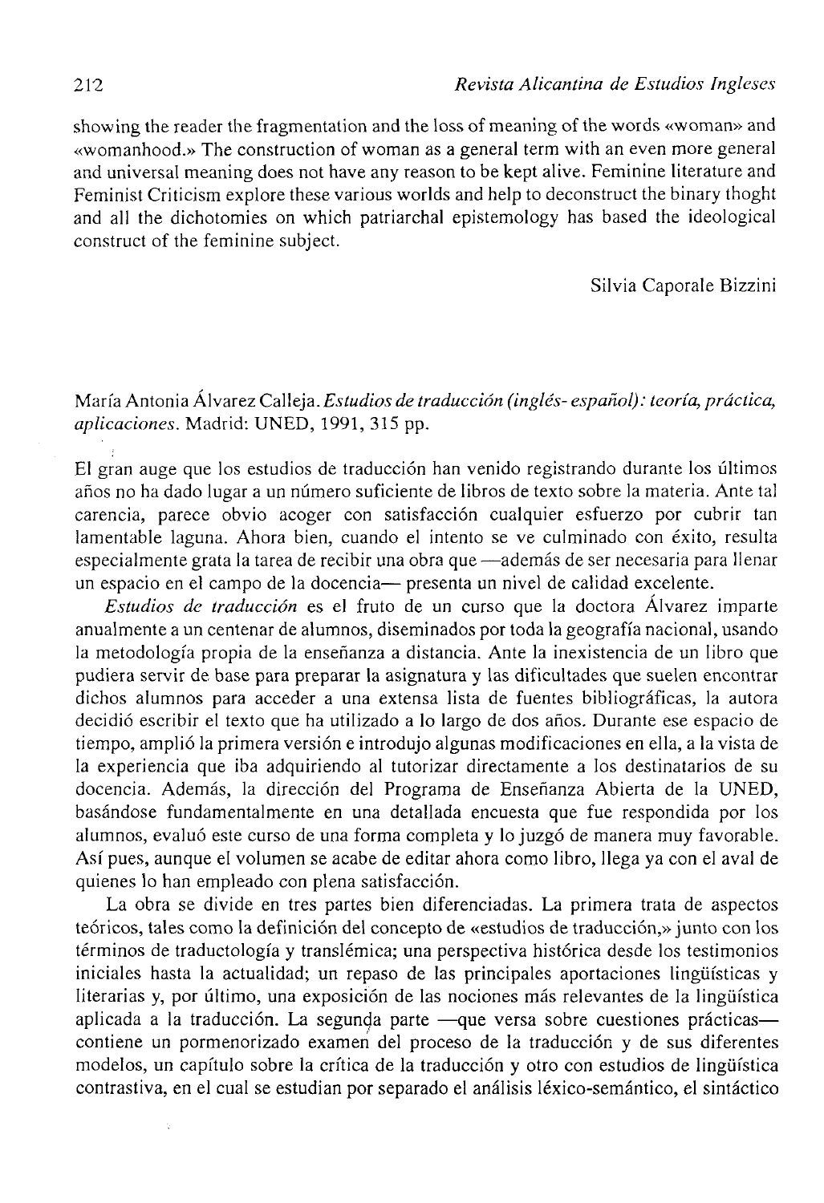showing the reader the fragmentation and the loss of meaning of the words «woman» and «womanhood.» The construction of woman as a general term with an even more general and universal meaning does not have any reason to be kept alive. Feminine literature and Feminist Criticism explore these various worlds and help to deconstruct the binary thoght and all the dichotomies on which patriarchal epistemology has based the ideological construct of the feminine subject.

Silvia Caporale Bizzini

María Antonia Álvarez Calleja. *Estudios de traducción (inglés- español): teoría, práctica, aplicaciones*. Madrid: UNED, 1991, 315 pp.

El gran auge que los estudios de traducción han venido registrando durante los últimos años no ha dado lugar a un número suficiente de libros de texto sobre la materia. Ante tal carencia, parece obvio acoger con satisfacción cualquier esfuerzo por cubrir tan lamentable laguna. Ahora bien, cuando el intento se ve culminado con éxito, resulta especialmente grata la tarea de recibir una obra que —además de ser necesaria para llenar un espacio en el campo de la docencia— presenta un nivel de calidad excelente.

*Estudios de traducción* es el fruto de un curso que la doctora Álvarez imparte anualmente a un centenar de alumnos, diseminados por toda la geografía nacional, usando la metodología propia de la enseñanza a distancia. Ante la inexistencia de un libro que pudiera servir de base para preparar la asignatura y las dificultades que suelen encontrar dichos alumnos para acceder a una extensa lista de fuentes bibliográficas, la autora decidió escribir el texto que ha utilizado a lo largo de dos años. Durante ese espacio de tiempo, amplió la primera versión e introdujo algunas modificaciones en ella, a la vista de la experiencia que iba adquiriendo al tutorizar directamente a los destinatarios de su docencia. Además, la dirección del Programa de Enseñanza Abierta de la UNED, basándose fundamentalmente en una detallada encuesta que fue respondida por los alumnos, evaluó este curso de una forma completa y lo juzgó de manera muy favorable. Así pues, aunque el volumen se acabe de editar ahora como libro, llega ya con el aval de quienes lo han empleado con plena satisfacción.

La obra se divide en tres partes bien diferenciadas. La primera trata de aspectos teóricos, tales como la definición del concepto de «estudios de traducción,» junto con los términos de traductología y translémica; una perspectiva histórica desde los testimonios iniciales hasta la actualidad; un repaso de las principales aportaciones lingüísticas y literarias y, por último, una exposición de las nociones más relevantes de la lingüística aplicada a la traducción. La segunda parte —que versa sobre cuestiones prácticas— contiene un pormenorizado examen del proceso de la traducción y de sus diferentes modelos, un capítulo sobre la crítica de la traducción y otro con estudios de lingüística contrastiva, en el cual se estudian por separado el análisis léxico-semántico, el sintáctico